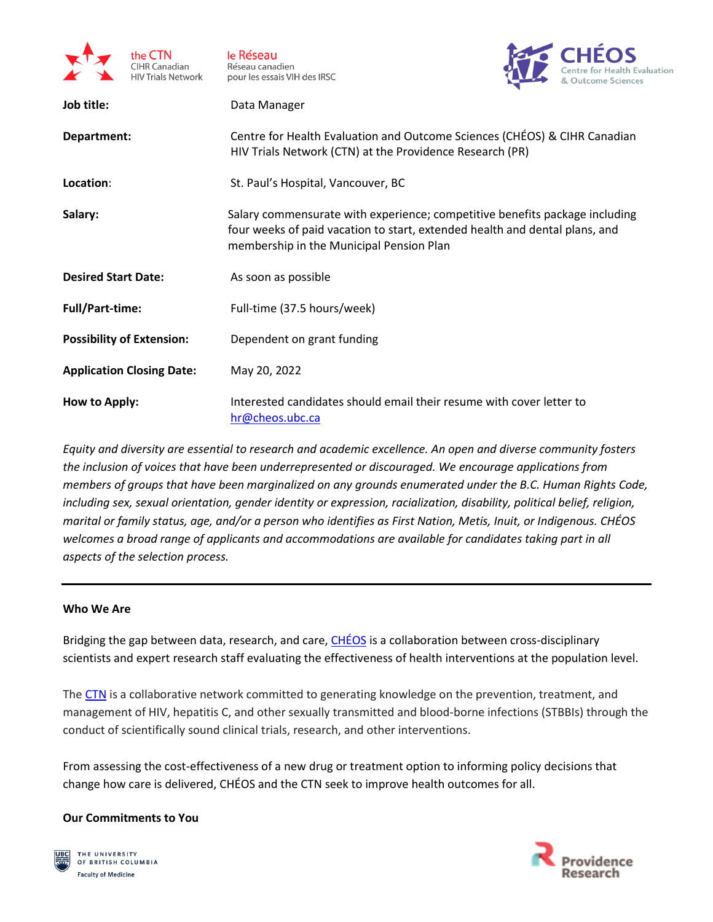| | |
|---|---|
| **Job title:** | Data Manager |
| **Department:** | Centre for Health Evaluation and Outcome Sciences (CHÉOS) & CIHR Canadian HIV Trials Network (CTN) at the Providence Research (PR) |
| **Location**: | St. Paul's Hospital, Vancouver, BC |
| **Salary:** | Salary commensurate with experience; competitive benefits package including four weeks of paid vacation to start, extended health and dental plans, and membership in the Municipal Pension Plan |
| **Desired Start Date:** | As soon as possible |
| **Full/Part-time:** | Full-time (37.5 hours/week) |
| **Possibility of Extension:** | Dependent on grant funding |
| **Application Closing Date:** | May 20, 2022 |
| **How to Apply:** | Interested candidates should email their resume with cover letter to hr@cheos.ubc.ca |

*Equity and diversity are essential to research and academic excellence. An open and diverse community fosters the inclusion of voices that have been underrepresented or discouraged. We encourage applications from members of groups that have been marginalized on any grounds enumerated under the B.C. Human Rights Code, including sex, sexual orientation, gender identity or expression, racialization, disability, political belief, religion, marital or family status, age, and/or a person who identifies as First Nation, Metis, Inuit, or Indigenous. CHÉOS welcomes a broad range of applicants and accommodations are available for candidates taking part in all aspects of the selection process.*

---

### Who We Are

Bridging the gap between data, research, and care, CHÉOS is a collaboration between cross-disciplinary scientists and expert research staff evaluating the effectiveness of health interventions at the population level.

The CTN is a collaborative network committed to generating knowledge on the prevention, treatment, and management of HIV, hepatitis C, and other sexually transmitted and blood-borne infections (STBBIs) through the conduct of scientifically sound clinical trials, research, and other interventions.

From assessing the cost-effectiveness of a new drug or treatment option to informing policy decisions that change how care is delivered, CHÉOS and the CTN seek to improve health outcomes for all.

### Our Commitments to You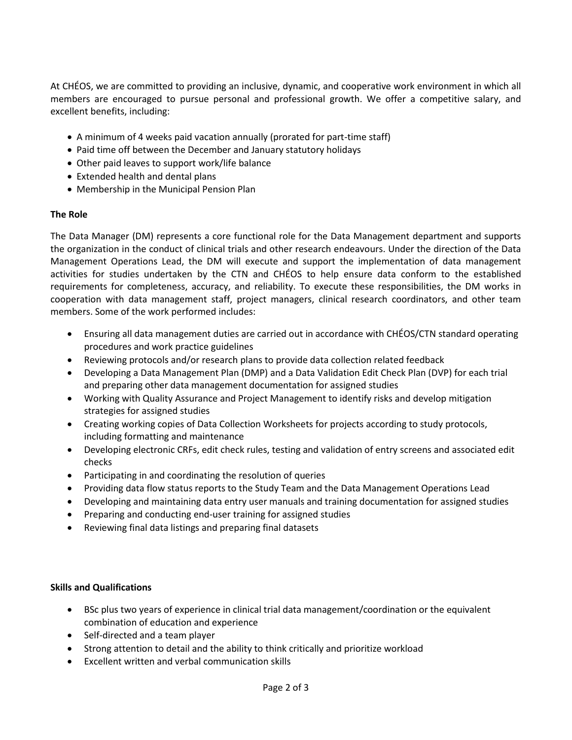At CHÉOS, we are committed to providing an inclusive, dynamic, and cooperative work environment in which all members are encouraged to pursue personal and professional growth. We offer a competitive salary, and excellent benefits, including:

- A minimum of 4 weeks paid vacation annually (prorated for part-time staff)
- Paid time off between the December and January statutory holidays
- Other paid leaves to support work/life balance
- Extended health and dental plans
- Membership in the Municipal Pension Plan

**The Role**

The Data Manager (DM) represents a core functional role for the Data Management department and supports the organization in the conduct of clinical trials and other research endeavours. Under the direction of the Data Management Operations Lead, the DM will execute and support the implementation of data management activities for studies undertaken by the CTN and CHÉOS to help ensure data conform to the established requirements for completeness, accuracy, and reliability. To execute these responsibilities, the DM works in cooperation with data management staff, project managers, clinical research coordinators, and other team members. Some of the work performed includes:

- Ensuring all data management duties are carried out in accordance with CHÉOS/CTN standard operating procedures and work practice guidelines
- Reviewing protocols and/or research plans to provide data collection related feedback
- Developing a Data Management Plan (DMP) and a Data Validation Edit Check Plan (DVP) for each trial and preparing other data management documentation for assigned studies
- Working with Quality Assurance and Project Management to identify risks and develop mitigation strategies for assigned studies
- Creating working copies of Data Collection Worksheets for projects according to study protocols, including formatting and maintenance
- Developing electronic CRFs, edit check rules, testing and validation of entry screens and associated edit checks
- Participating in and coordinating the resolution of queries
- Providing data flow status reports to the Study Team and the Data Management Operations Lead
- Developing and maintaining data entry user manuals and training documentation for assigned studies
- Preparing and conducting end-user training for assigned studies
- Reviewing final data listings and preparing final datasets

**Skills and Qualifications**

- BSc plus two years of experience in clinical trial data management/coordination or the equivalent combination of education and experience
- Self-directed and a team player
- Strong attention to detail and the ability to think critically and prioritize workload
- Excellent written and verbal communication skills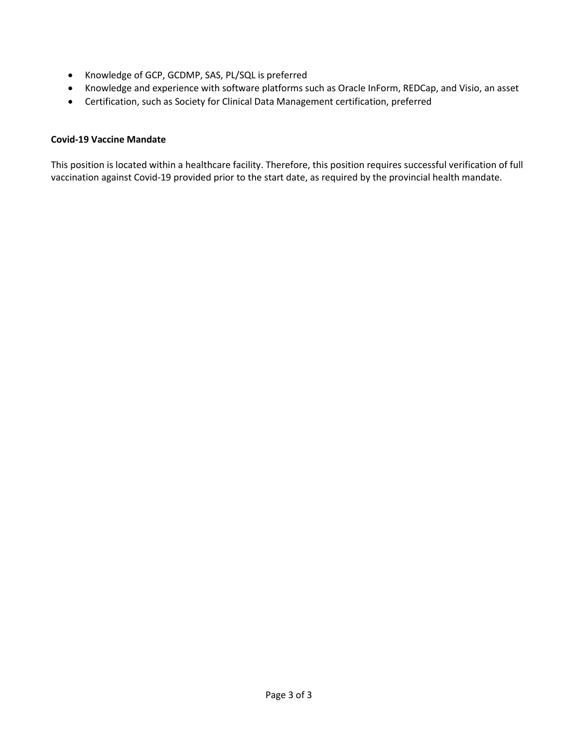- Knowledge of GCP, GCDMP, SAS, PL/SQL is preferred
- Knowledge and experience with software platforms such as Oracle InForm, REDCap, and Visio, an asset
- Certification, such as Society for Clinical Data Management certification, preferred

**Covid-19 Vaccine Mandate**

This position is located within a healthcare facility. Therefore, this position requires successful verification of full vaccination against Covid-19 provided prior to the start date, as required by the provincial health mandate.